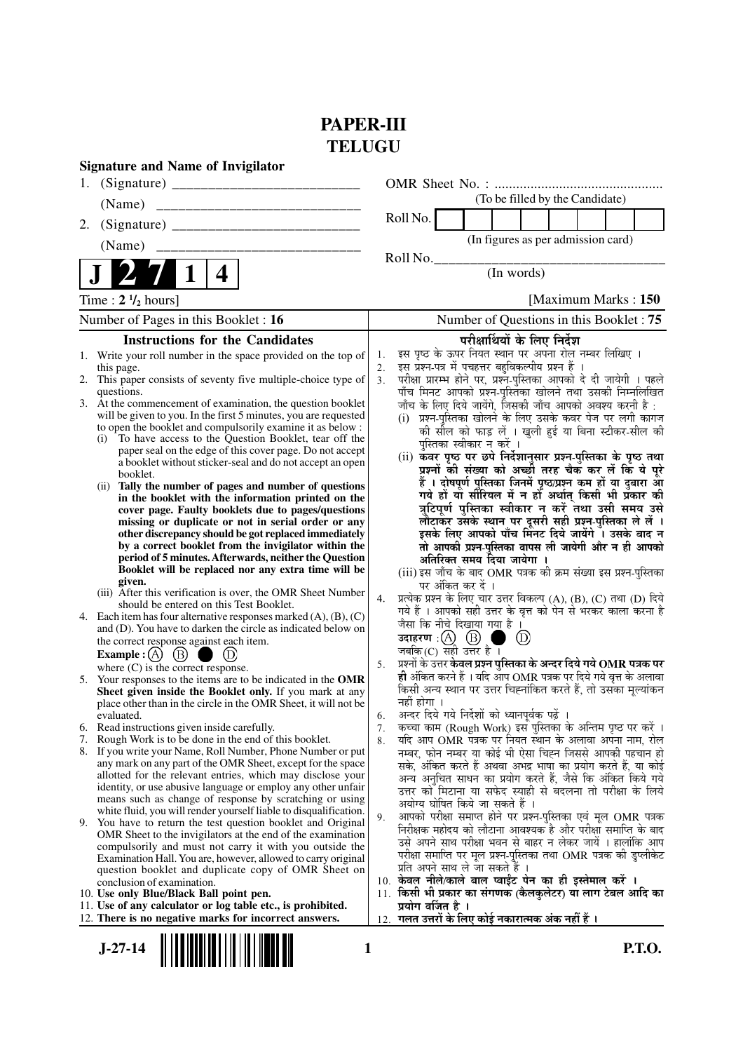# PAPER-III
## TELUGU

**Signature and Name of Invigilator**

1. (Signature) __________________________

   (Name) __________________________

2. (Signature) __________________________

   (Name) __________________________

OMR Sheet No. : ...............................................

(To be filled by the Candidate)

Roll No. | | | | | | | | |

(In figures as per admission card)

Roll No.________________________________

(In words)

**J 2 7 1 4**

Time : **2 ½ hours**] [Maximum Marks : **150**

Number of Pages in this Booklet : **16** | Number of Questions in this Booklet : **75**

### Instructions for the Candidates

1. Write your roll number in the space provided on the top of this page.
2. This paper consists of seventy five multiple-choice type of questions.
3. At the commencement of examination, the question booklet will be given to you. In the first 5 minutes, you are requested to open the booklet and compulsorily examine it as below :
   (i) To have access to the Question Booklet, tear off the paper seal on the edge of this cover page. Do not accept a booklet without sticker-seal and do not accept an open booklet.
   (ii) **Tally the number of pages and number of questions in the booklet with the information printed on the cover page. Faulty booklets due to pages/questions missing or duplicate or not in serial order or any other discrepancy should be got replaced immediately by a correct booklet from the invigilator within the period of 5 minutes. Afterwards, neither the Question Booklet will be replaced nor any extra time will be given.**
   (iii) After this verification is over, the OMR Sheet Number should be entered on this Test Booklet.
4. Each item has four alternative responses marked (A), (B), (C) and (D). You have to darken the circle as indicated below on the correct response against each item.
   **Example :** (A) (B) ● (D)
   where (C) is the correct response.
5. Your responses to the items are to be indicated in the **OMR Sheet given inside the Booklet only.** If you mark at any place other than in the circle in the OMR Sheet, it will not be evaluated.
6. Read instructions given inside carefully.
7. Rough Work is to be done in the end of this booklet.
8. If you write your Name, Roll Number, Phone Number or put any mark on any part of the OMR Sheet, except for the space allotted for the relevant entries, which may disclose your identity, or use abusive language or employ any other unfair means such as change of response by scratching or using white fluid, you will render yourself liable to disqualification.
9. You have to return the test question booklet and Original OMR Sheet to the invigilators at the end of the examination compulsorily and must not carry it with you outside the Examination Hall. You are, however, allowed to carry original question booklet and duplicate copy of OMR Sheet on conclusion of examination.
10. **Use only Blue/Black Ball point pen.**
11. **Use of any calculator or log table etc., is prohibited.**
12. **There is no negative marks for incorrect answers.**

### परीक्षार्थियों के लिए निर्देश

1. इस पृष्ठ के ऊपर नियत स्थान पर अपना रोल नम्बर लिखिए ।
2. इस प्रश्न-पत्र में पचहत्तर बहुविकल्पीय प्रश्न हैं ।
3. परीक्षा प्रारम्भ होने पर, प्रश्न-पुस्तिका आपको दे दी जायेगी । पहले पाँच मिनट आपको प्रश्न-पुस्तिका खोलने तथा उसकी निम्नलिखित जाँच के लिए दिये जायेंगे, जिसकी जाँच आपको अवश्य करनी है :
   (i) प्रश्न-पुस्तिका खोलने के लिए उसके कवर पेज पर लगी कागज की सील को फाड़ लें । खुली हुई या बिना स्टीकर-सील की पुस्तिका स्वीकार न करें ।
   (ii) **कवर पृष्ठ पर छपे निर्देशानुसार प्रश्न-पुस्तिका के पृष्ठ तथा प्रश्नों की संख्या को अच्छी तरह चैक कर लें कि ये पूरे हैं । दोषपूर्ण पुस्तिका जिनमें पृष्ठ/प्रश्न कम हों या दुबारा आ गये हों या सीरियल में न हों अर्थात् किसी भी प्रकार की त्रुटिपूर्ण पुस्तिका स्वीकार न करें तथा उसी समय उसे लौटाकर उसके स्थान पर दूसरी सही प्रश्न-पुस्तिका ले लें । इसके लिए आपको पाँच मिनट दिये जायेंगे । उसके बाद न तो आपकी प्रश्न-पुस्तिका वापस ली जायेगी और न ही आपको अतिरिक्त समय दिया जायेगा ।**
   (iii) इस जाँच के बाद OMR पत्रक की क्रम संख्या इस प्रश्न-पुस्तिका पर अंकित कर दें ।
4. प्रत्येक प्रश्न के लिए चार उत्तर विकल्प (A), (B), (C) तथा (D) दिये गये हैं । आपको सही उत्तर के वृत्त को पेन से भरकर काला करना है जैसा कि नीचे दिखाया गया है ।
   **उदाहरण :** (A) (B) ● (D)
   जबकि (C) सही उत्तर है ।
5. प्रश्नों के उत्तर **केवल प्रश्न पुस्तिका के अन्दर दिये गये OMR पत्रक पर ही** अंकित करने हैं । यदि आप OMR पत्रक पर दिये गये वृत्त के अलावा किसी अन्य स्थान पर उत्तर चिह्नांकित करते हैं, तो उसका मूल्यांकन नहीं होगा ।
6. अन्दर दिये गये निर्देशों को ध्यानपूर्वक पढ़ें ।
7. कच्चा काम (Rough Work) इस पुस्तिका के अन्तिम पृष्ठ पर करें ।
8. यदि आप OMR पत्रक पर नियत स्थान के अलावा अपना नाम, रोल नम्बर, फोन नम्बर या कोई भी ऐसा चिह्न जिससे आपकी पहचान हो सके, अंकित करते हैं अथवा अभद्र भाषा का प्रयोग करते हैं, या कोई अन्य अनुचित साधन का प्रयोग करते हैं, जैसे कि अंकित किये गये उत्तर को मिटाना या सफेद स्याही से बदलना तो परीक्षा के लिये अयोग्य घोषित किये जा सकते हैं ।
9. आपको परीक्षा समाप्त होने पर प्रश्न-पुस्तिका एवं मूल OMR पत्रक निरीक्षक महोदय को लौटाना आवश्यक है और परीक्षा समाप्ति के बाद उसे अपने साथ परीक्षा भवन से बाहर न लेकर जायें । हालांकि आप परीक्षा समाप्ति पर मूल प्रश्न-पुस्तिका तथा OMR पत्रक की डुप्लीकेट प्रति अपने साथ ले जा सकते हैं ।
10. **केवल नीले/काले बाल प्वाईंट पेन का ही इस्तेमाल करें ।**
11. **किसी भी प्रकार का संगणक (कैलकुलेटर) या लाग टेबल आदि का प्रयोग वर्जित है ।**
12. **गलत उत्तरों के लिए कोई नकारात्मक अंक नहीं हैं ।**

**J-27-14** **P.T.O.**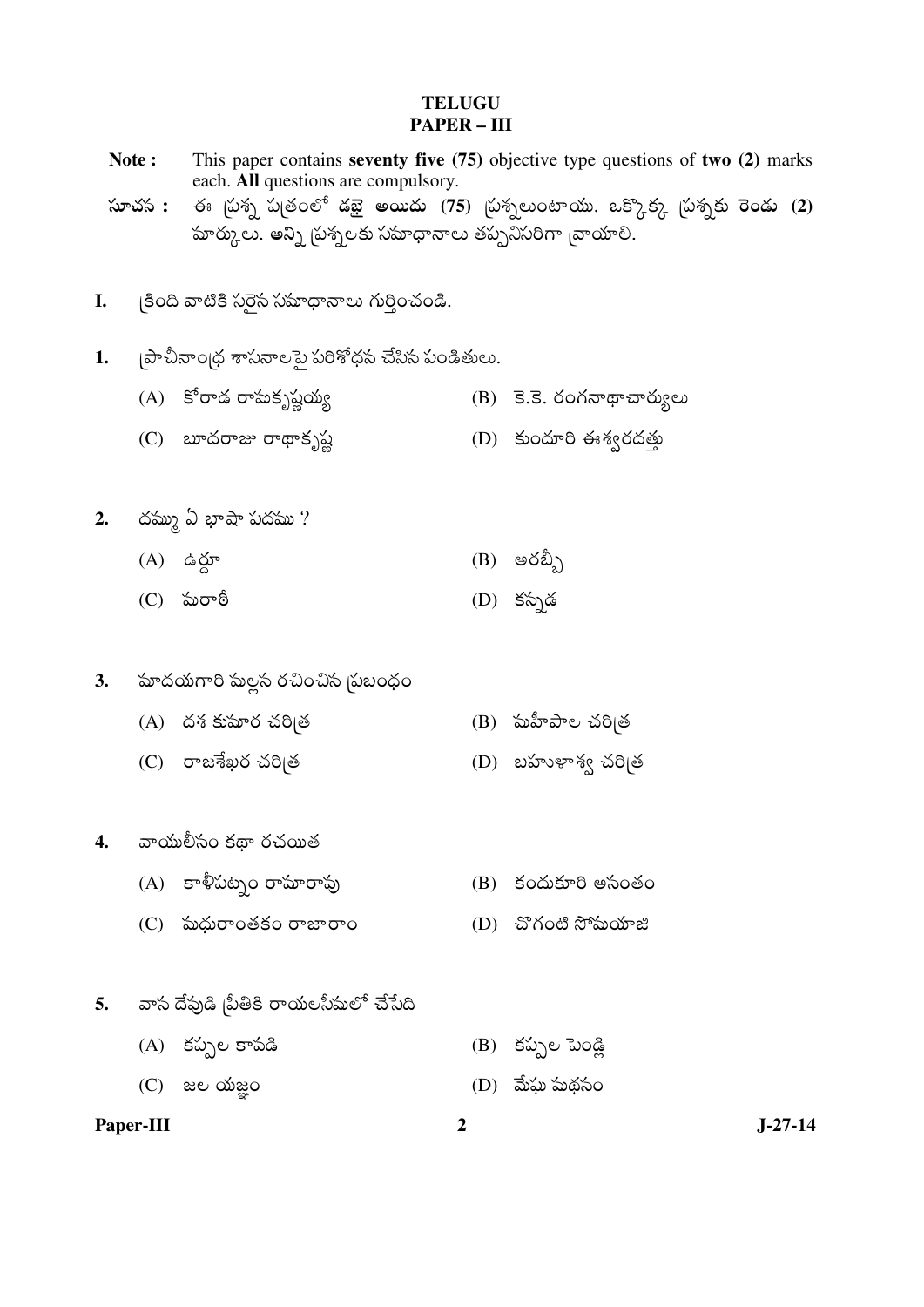# TELUGU
## PAPER – III

**Note :** This paper contains **seventy five (75)** objective type questions of **two (2)** marks each. **All** questions are compulsory.

**సూచన :** ఈ ప్రశ్న పత్రంలో **డబ్బై అయిదు (75)** ప్రశ్నలుంటాయి. ఒక్కొక్క ప్రశ్నకు **రెండు (2)** మార్కులు. **అన్ని** ప్రశ్నలకు సమాధానాలు తప్పనిసరిగా వ్రాయాలి.

**I.** క్రింది వాటికి సరైన సమాధానాలు గుర్తించండి.

**1.** ప్రాచీనాంధ్ర శాసనాలపై పరిశోధన చేసిన పండితులు.

(A) కోరాడ రామకృష్ణయ్య
(B) కె.కె. రంగనాథాచార్యులు
(C) బూదరాజు రాధాకృష్ణ
(D) కుందూరి ఈశ్వరదత్తు

**2.** దమ్ము ఏ భాషా పదము ?

(A) ఉర్దూ
(B) అరబ్బీ
(C) మరాఠీ
(D) కన్నడ

**3.** మాదయగారి మల్లన రచించిన ప్రబంధం

(A) దశ కుమార చరిత్ర
(B) మహీపాల చరిత్ర
(C) రాజశేఖర చరిత్ర
(D) బహుళాశ్వ చరిత్ర

**4.** వాయులీనం కథా రచయిత

(A) కాళీపట్నం రామారావు
(B) కందుకూరి అనంతం
(C) మధురాంతకం రాజారాం
(D) చొగంటి సోమయాజి

**5.** వాన దేవుడి ప్రీతికి రాయలసీమలో చేసేది

(A) కప్పల కావడి
(B) కప్పల పెండ్లి
(C) జల యజ్ఞం
(D) మేఘ మథనం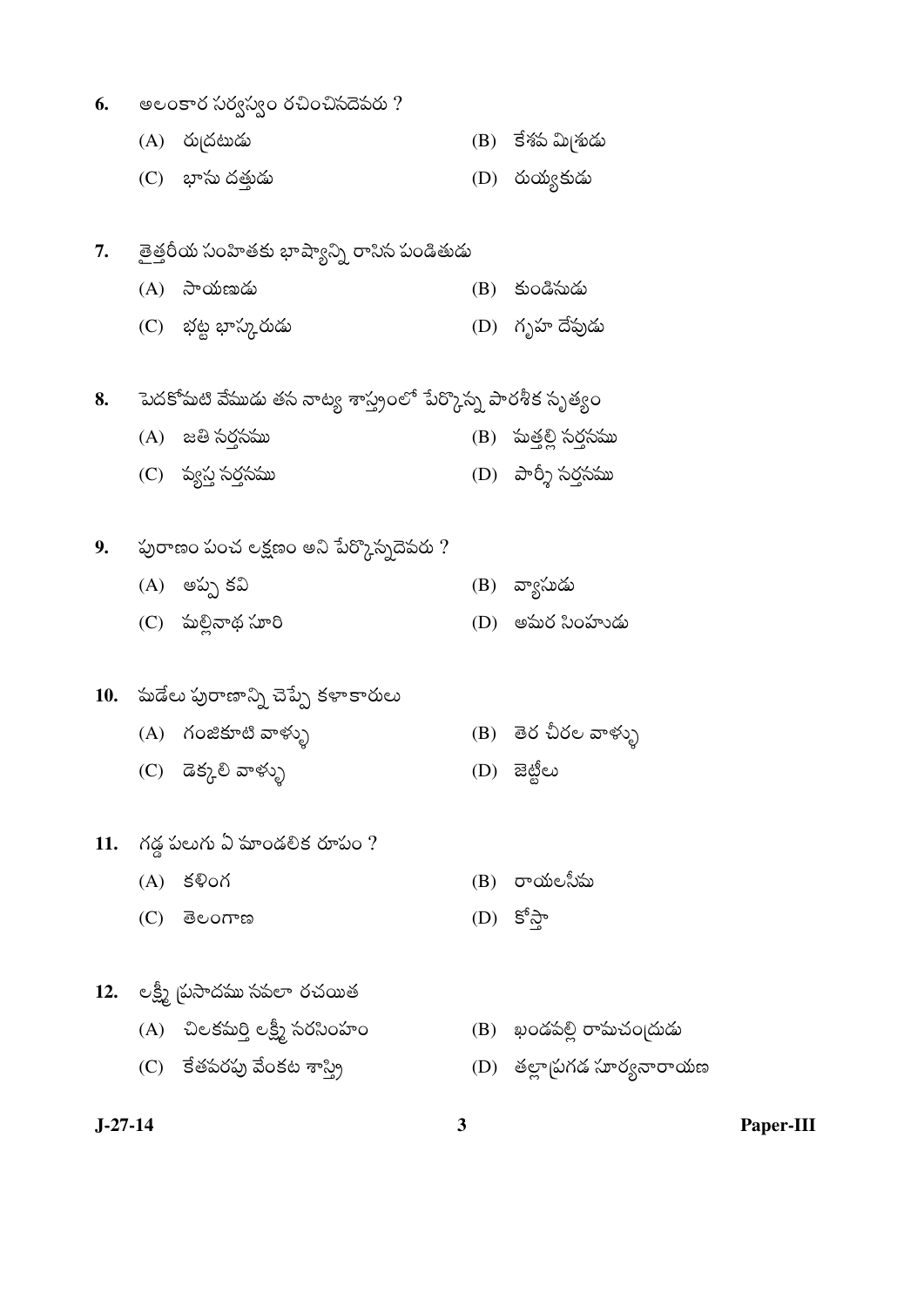6. అలంకార సర్వస్వం రచించినదెవరు ?

   (A) రుద్రటుడు
   (B) కేశవ మిశ్రుడు
   (C) భాను దత్తుడు
   (D) రుయ్యకుడు

7. తైత్తరీయ సంహితకు భాష్యాన్ని రాసిన పండితుడు

   (A) సాయణుడు
   (B) కుండినుడు
   (C) భట్ట భాస్కరుడు
   (D) గృహ దేవుడు

8. పెదకోమటి వేముడు తన నాట్య శాస్త్రంలో పేర్కొన్న పారశీక నృత్యం

   (A) జతి నర్తనము
   (B) మత్తల్లి నర్తనము
   (C) వ్యస్త నర్తనము
   (D) పార్శీ నర్తనము

9. పురాణం పంచ లక్షణం అని పేర్కొన్నదెవరు ?

   (A) అప్ప కవి
   (B) వ్యాసుడు
   (C) మల్లినాథ సూరి
   (D) అమర సింహుడు

10. మడేలు పురాణాన్ని చెప్పే కళాకారులు

    (A) గంజికూటి వాళ్ళు
    (B) తెర చీరల వాళ్ళు
    (C) డెక్కలి వాళ్ళు
    (D) జెట్టీలు

11. గడ్డ పలుగు ఏ మాండలిక రూపం ?

    (A) కళింగ
    (B) రాయలసీమ
    (C) తెలంగాణ
    (D) కోస్తా

12. లక్ష్మీ ప్రసాదము నవలా రచయిత

    (A) చిలకమర్తి లక్ష్మీ నరసింహం
    (B) ఖండవల్లి రామచంద్రుడు
    (C) కేతవరపు వేంకట శాస్త్రి
    (D) తల్లాప్రగడ సూర్యనారాయణ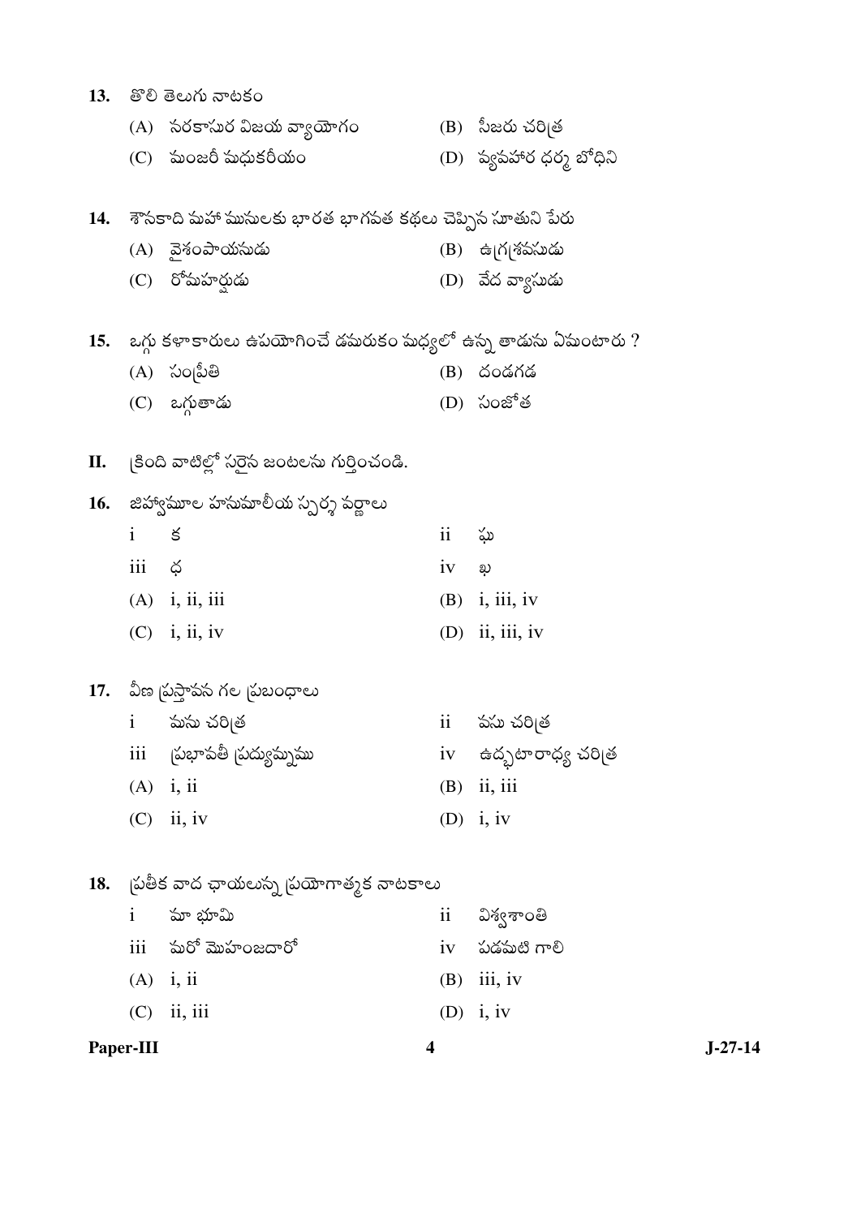13. తొలి తెలుగు నాటకం

(A) నరకాసుర విజయ వ్యాయోగం (B) సీజరు చరిత్ర

(C) మంజరీ మధుకరీయం (D) వ్యవహార ధర్మ బోధిని

14. శౌనకాది మహా మునులకు భారత భాగవత కథలు చెప్పిన సూతుని పేరు

(A) వైశంపాయనుడు (B) ఉగ్రశ్రవసుడు

(C) రోమహర్షుడు (D) వేద వ్యాసుడు

15. ఒగ్గు కళాకారులు ఉపయోగించే డమరుకం మధ్యలో ఉన్న తాడును ఏమంటారు ?

(A) సంప్రీతి (B) దండగడ

(C) ఒగ్గుతాడు (D) సంజోత

II. క్రింది వాటిల్లో సరైన జంటలను గుర్తించండి.

16. జిహ్వామూల హనుమాలీయ స్పర్శ వర్ణాలు

i క    ii ఘ

iii ధ    iv ఖ

(A) i, ii, iii (B) i, iii, iv

(C) i, ii, iv (D) ii, iii, iv

17. వీణ ప్రస్తావన గల ప్రబంధాలు

i మను చరిత్ర    ii వసు చరిత్ర

iii ప్రభావతీ ప్రద్యుమ్నము    iv ఉద్భటారాధ్య చరిత్ర

(A) i, ii (B) ii, iii

(C) ii, iv (D) i, iv

18. ప్రతీక వాద ఛాయలున్న ప్రయోగాత్మక నాటకాలు

i మా భూమి    ii విశ్వశాంతి

iii మరో మొహంజదారో    iv పడమటి గాలి

(A) i, ii (B) iii, iv

(C) ii, iii (D) i, iv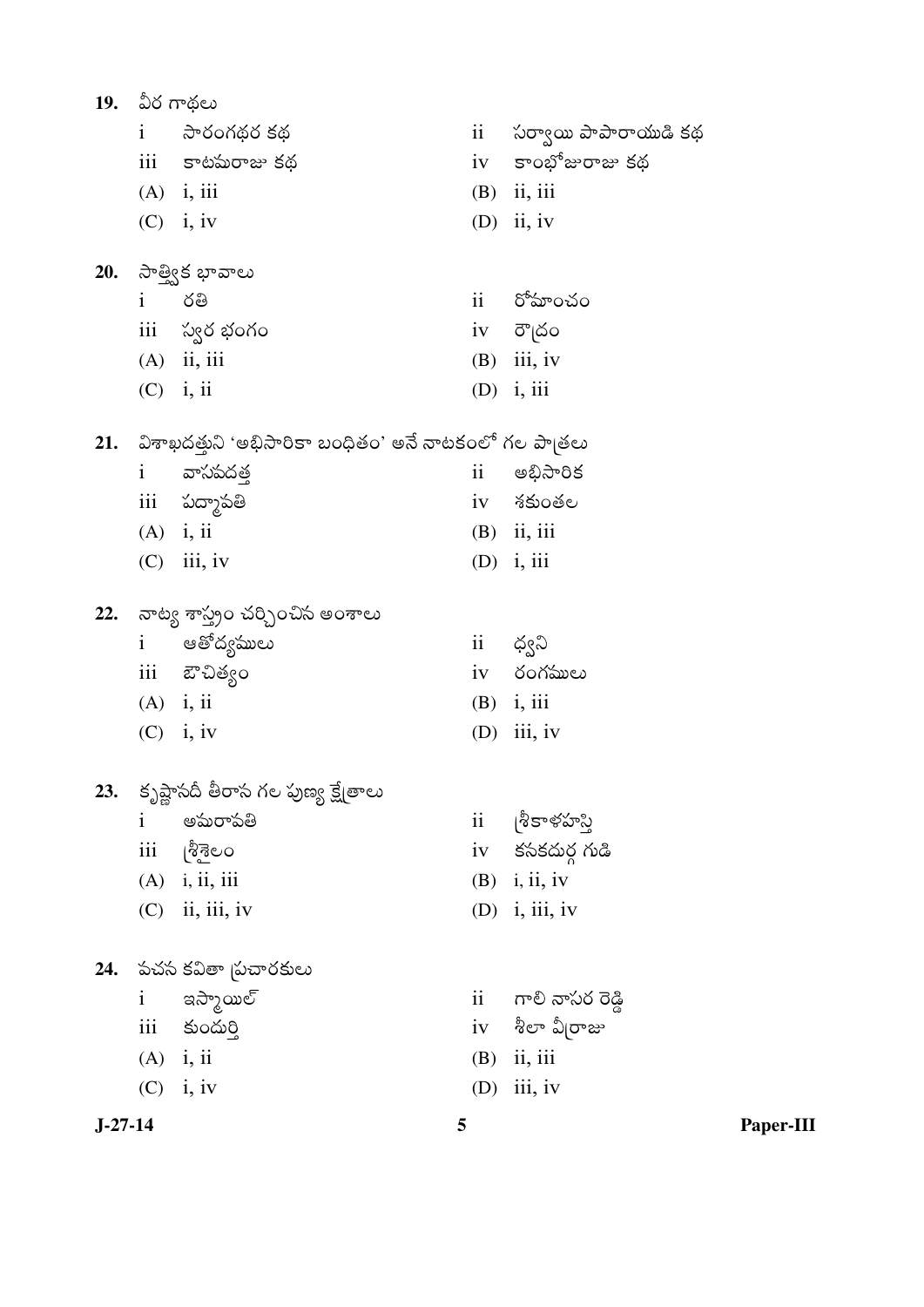19. వీర గాథలు

i సారంగధర కథ
ii సర్వాయి పాపారాయుడి కథ
iii కాటమరాజు కథ
iv కాంభోజరాజు కథ

(A) i, iii
(B) ii, iii
(C) i, iv
(D) ii, iv

20. సాత్త్విక భావాలు

i రతి
ii రోమాంచం
iii స్వర భంగం
iv రౌద్రం

(A) ii, iii
(B) iii, iv
(C) i, ii
(D) i, iii

21. విశాఖదత్తుని 'అభిసారికా బంధితం' అనే నాటకంలో గల పాత్రలు

i వాసవదత్త
ii అభిసారిక
iii పద్మావతి
iv శకుంతల

(A) i, ii
(B) ii, iii
(C) iii, iv
(D) i, iii

22. నాట్య శాస్త్రం చర్చించిన అంశాలు

i ఆతోద్యములు
ii ధ్వని
iii ఔచిత్యం
iv రంగములు

(A) i, ii
(B) i, iii
(C) i, iv
(D) iii, iv

23. కృష్ణానదీ తీరాన గల పుణ్య క్షేత్రాలు

i అమరావతి
ii శ్రీకాళహస్తి
iii శ్రీశైలం
iv కనకదుర్గ గుడి

(A) i, ii, iii
(B) i, ii, iv
(C) ii, iii, iv
(D) i, iii, iv

24. వచన కవితా ప్రచారకులు

i ఇస్మాయిల్
ii గాలి నాసర రెడ్డి
iii కుందుర్తి
iv శీలా వీర్రాజు

(A) i, ii
(B) ii, iii
(C) i, iv
(D) iii, iv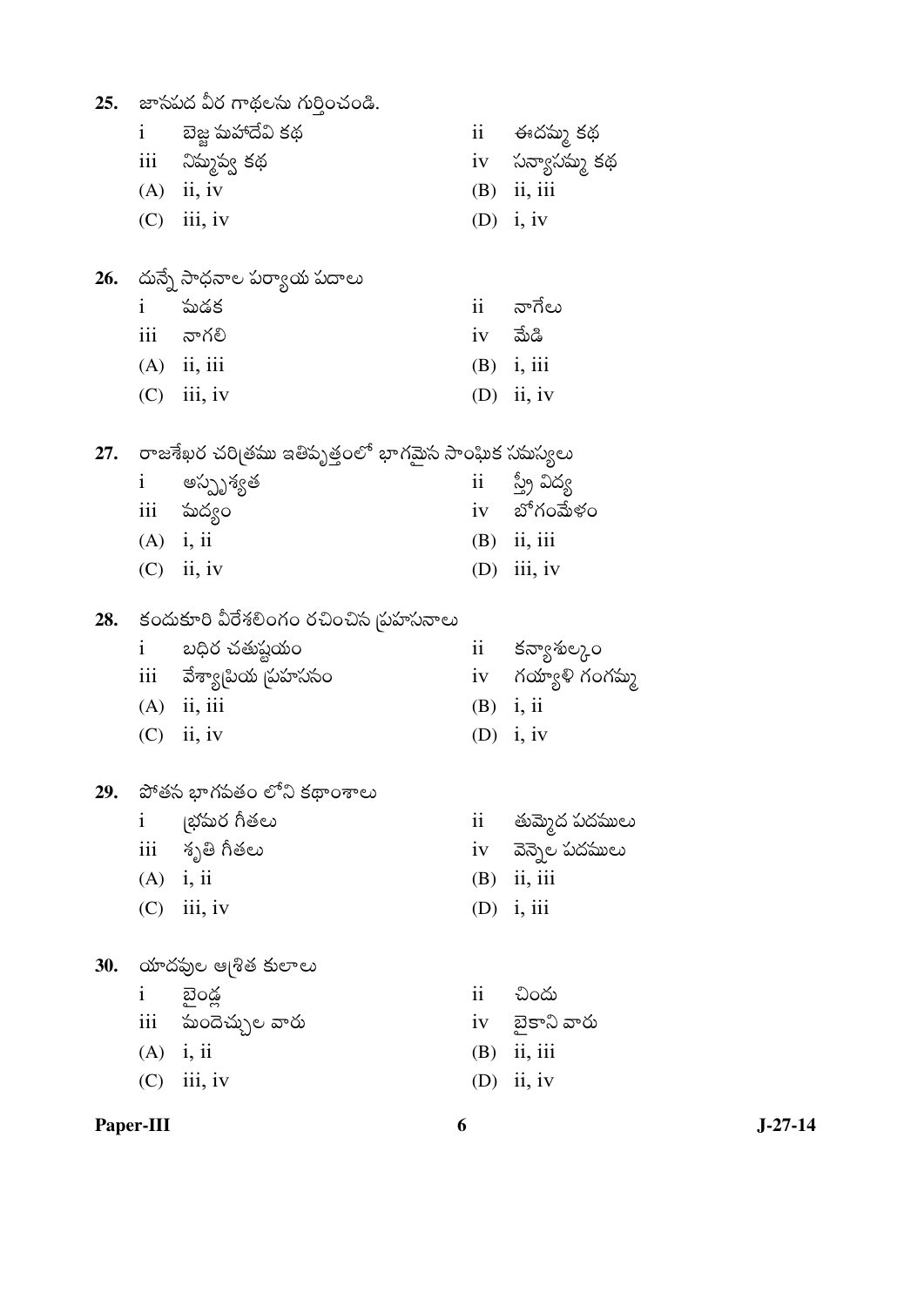25. జానపద వీర గాథలను గుర్తించండి.

i బెజ్జ మహాదేవి కథ
ii ఈదమ్మ కథ
iii నిమ్మవ్వ కథ
iv సన్యాసమ్మ కథ

(A) ii, iv
(B) ii, iii
(C) iii, iv
(D) i, iv

26. దున్నే సాధనాల పర్యాయ పదాలు

i మడక
ii నాగేలు
iii నాగలి
iv మేడి

(A) ii, iii
(B) i, iii
(C) iii, iv
(D) ii, iv

27. రాజశేఖర చరిత్రము ఇతివృత్తంలో భాగమైన సాంఘిక సమస్యలు

i అస్పృశ్యత
ii స్త్రీ విద్య
iii మద్యం
iv బోగంమేళం

(A) i, ii
(B) ii, iii
(C) ii, iv
(D) iii, iv

28. కందుకూరి వీరేశలింగం రచించిన ప్రహసనాలు

i బధిర చతుష్టయం
ii కన్యాశుల్కం
iii వేశ్యాప్రియ ప్రహసనం
iv గయ్యాళి గంగమ్మ

(A) ii, iii
(B) i, ii
(C) ii, iv
(D) i, iv

29. పోతన భాగవతం లోని కథాంశాలు

i భ్రమర గీతలు
ii తుమ్మెద పదములు
iii శృతి గీతలు
iv వెన్నెల పదములు

(A) i, ii
(B) ii, iii
(C) iii, iv
(D) i, iii

30. యాదవుల ఆశ్రిత కులాలు

i బైండ్ల
ii చిందు
iii మందెచ్చుల వారు
iv బైకాని వారు

(A) i, ii
(B) ii, iii
(C) iii, iv
(D) ii, iv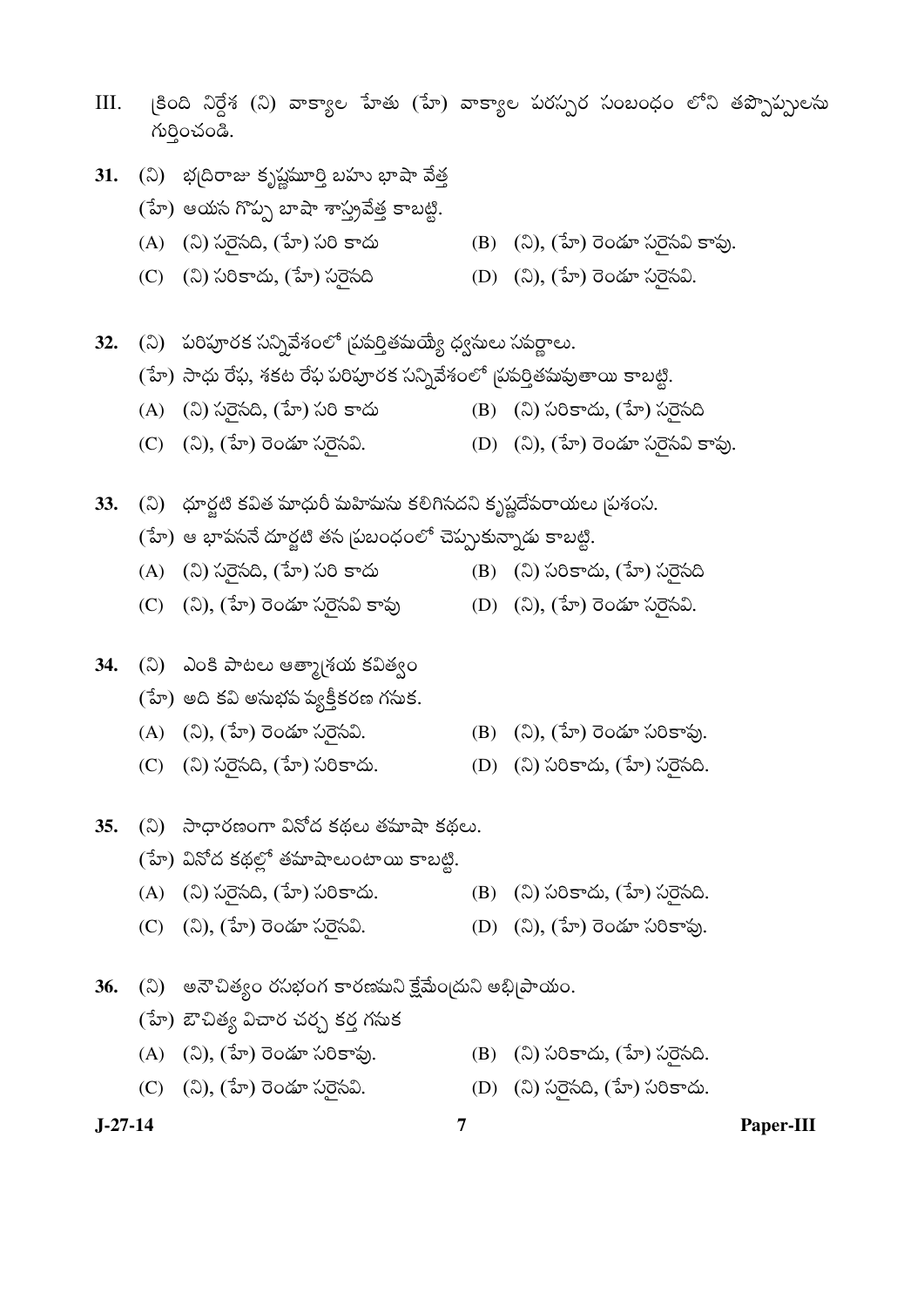III. క్రింది నిర్దేశ (ని) వాక్యాల హేతు (హే) వాక్యాల పరస్పర సంబంధం లోని తప్పొప్పులను గుర్తించండి.

**31.** (ని) భద్రిరాజు కృష్ణమూర్తి బహు భాషా వేత్త

(హే) ఆయన గొప్ప బాషా శాస్త్రవేత్త కాబట్టి.

(A) (ని) సరైనది, (హే) సరి కాదు

(B) (ని), (హే) రెండూ సరైనవి కావు.

(C) (ని) సరికాదు, (హే) సరైనది

(D) (ని), (హే) రెండూ సరైనవి.

**32.** (ని) పరిపూరక సన్నివేశంలో ప్రవర్తితమయ్యే ధ్వనులు సవర్ణాలు.

(హే) సాధు రేఫ, శకట రేఫ పరిపూరక సన్నివేశంలో ప్రవర్తితమవుతాయి కాబట్టి.

(A) (ని) సరైనది, (హే) సరి కాదు

(B) (ని) సరికాదు, (హే) సరైనది

(C) (ని), (హే) రెండూ సరైనవి.

(D) (ని), (హే) రెండూ సరైనవి కావు.

**33.** (ని) ధూర్జటి కవిత మాధురీ మహిమను కలిగినదని కృష్ణదేవరాయలు ప్రశంస.

(హే) ఆ భావననే దూర్జటి తన ప్రబంధంలో చెప్పుకున్నాడు కాబట్టి.

(A) (ని) సరైనది, (హే) సరి కాదు

(B) (ని) సరికాదు, (హే) సరైనది

(C) (ని), (హే) రెండూ సరైనవి కావు

(D) (ని), (హే) రెండూ సరైనవి.

**34.** (ని) ఎంకి పాటలు ఆత్మాశ్రయ కవిత్వం

(హే) అది కవి అనుభవ వ్యక్తీకరణ గనుక.

(A) (ని), (హే) రెండూ సరైనవి.

(B) (ని), (హే) రెండూ సరికావు.

(C) (ని) సరైనది, (హే) సరికాదు.

(D) (ని) సరికాదు, (హే) సరైనది.

**35.** (ని) సాధారణంగా వినోద కథలు తమాషా కథలు.

(హే) వినోద కథల్లో తమాషాలుంటాయి కాబట్టి.

(A) (ని) సరైనది, (హే) సరికాదు.

(B) (ని) సరికాదు, (హే) సరైనది.

(C) (ని), (హే) రెండూ సరైనవి.

(D) (ని), (హే) రెండూ సరికావు.

**36.** (ని) అనౌచిత్యం రసభంగ కారణమని క్షేమేంద్రుని అభిప్రాయం.

(హే) ఔచిత్య విచార చర్చ కర్త గనుక

(A) (ని), (హే) రెండూ సరికావు.

(B) (ని) సరికాదు, (హే) సరైనది.

(C) (ని), (హే) రెండూ సరైనవి.

(D) (ని) సరైనది, (హే) సరికాదు.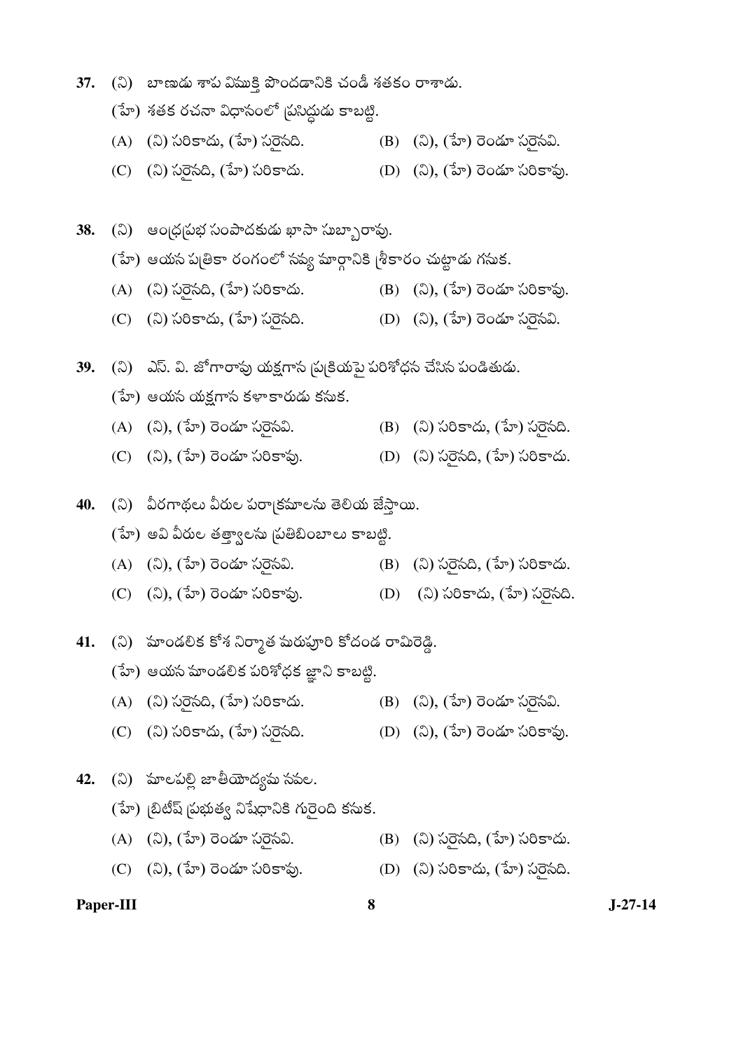37. (ని) బాణుడు శాప విముక్తి పొందడానికి చండీ శతకం రాశాడు.

    (హే) శతక రచనా విధానంలో ప్రసిద్ధుడు కాబట్టి.

    (A) (ని) సరికాదు, (హే) సరైనది.
    (B) (ని), (హే) రెండూ సరైనవి.
    (C) (ని) సరైనది, (హే) సరికాదు.
    (D) (ని), (హే) రెండూ సరికావు.

38. (ని) ఆంధ్రప్రభ సంపాదకుడు ఖాసా సుబ్బారావు.

    (హే) ఆయన పత్రికా రంగంలో నవ్య మార్గానికి శ్రీకారం చుట్టాడు గనుక.

    (A) (ని) సరైనది, (హే) సరికాదు.
    (B) (ని), (హే) రెండూ సరికావు.
    (C) (ని) సరికాదు, (హే) సరైనది.
    (D) (ని), (హే) రెండూ సరైనవి.

39. (ని) ఎస్. వి. జోగారావు యక్షగాన ప్రక్రియపై పరిశోధన చేసిన పండితుడు.

    (హే) ఆయన యక్షగాన కళాకారుడు కనుక.

    (A) (ని), (హే) రెండూ సరైనవి.
    (B) (ని) సరికాదు, (హే) సరైనది.
    (C) (ని), (హే) రెండూ సరికావు.
    (D) (ని) సరైనది, (హే) సరికాదు.

40. (ని) వీరగాథలు వీరుల పరాక్రమాలను తెలియ జేస్తాయి.

    (హే) అవి వీరుల తత్త్వాలను ప్రతిబింబాలు కాబట్టి.

    (A) (ని), (హే) రెండూ సరైనవి.
    (B) (ని) సరైనది, (హే) సరికాదు.
    (C) (ని), (హే) రెండూ సరికావు.
    (D) (ని) సరికాదు, (హే) సరైనది.

41. (ని) మాండలిక కోశ నిర్మాత మరుపూరి కోదండ రామిరెడ్డి.

    (హే) ఆయన మాండలిక పరిశోధక జ్ఞాని కాబట్టి.

    (A) (ని) సరైనది, (హే) సరికాదు.
    (B) (ని), (హే) రెండూ సరైనవి.
    (C) (ని) సరికాదు, (హే) సరైనది.
    (D) (ని), (హే) రెండూ సరికావు.

42. (ని) మాలపల్లి జాతీయోద్యమ నవల.

    (హే) బ్రిటీష్ ప్రభుత్వ నిషేధానికి గురైంది కనుక.

    (A) (ని), (హే) రెండూ సరైనవి.
    (B) (ని) సరైనది, (హే) సరికాదు.
    (C) (ని), (హే) రెండూ సరికావు.
    (D) (ని) సరికాదు, (హే) సరైనది.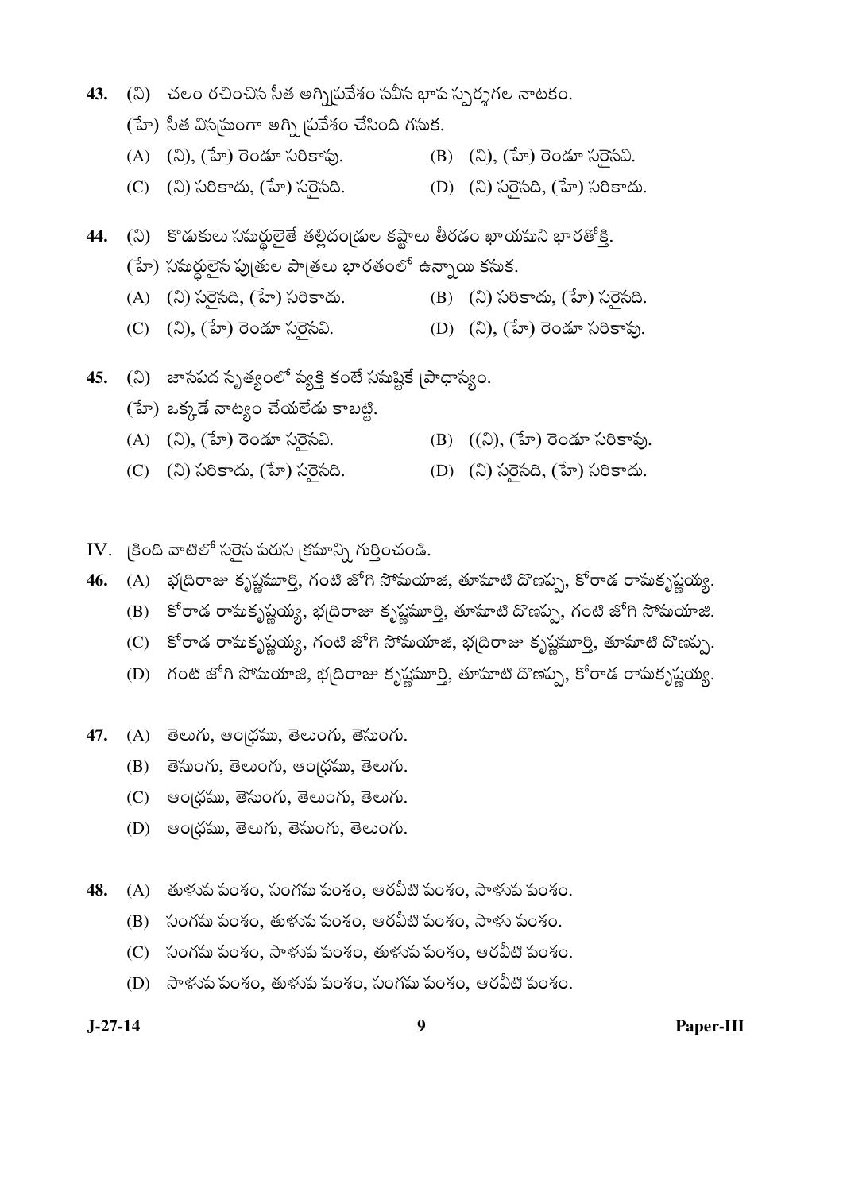43. (ని) చలం రచించిన సీత అగ్నిప్రవేశం నవీన భావ స్పర్శగల నాటకం.

(హే) సీత వినమ్రంగా అగ్ని ప్రవేశం చేసింది గనుక.

(A) (ని), (హే) రెండూ సరికావు.
(B) (ని), (హే) రెండూ సరైనవి.
(C) (ని) సరికాదు, (హే) సరైనది.
(D) (ని) సరైనది, (హే) సరికాదు.

44. (ని) కొడుకులు సమర్థులైతే తల్లిదండ్రుల కష్టాలు తీరడం ఖాయమని భారతోక్తి.

(హే) సమర్థులైన పుత్రుల పాత్రలు భారతంలో ఉన్నాయి కనుక.

(A) (ని) సరైనది, (హే) సరికాదు.
(B) (ని) సరికాదు, (హే) సరైనది.
(C) (ని), (హే) రెండూ సరైనవి.
(D) (ని), (హే) రెండూ సరికావు.

45. (ని) జానపద నృత్యంలో వ్యక్తి కంటే సమష్టికే ప్రాధాన్యం.

(హే) ఒక్కడే నాట్యం చేయలేడు కాబట్టి.

(A) (ని), (హే) రెండూ సరైనవి.
(B) ((ని), (హే) రెండూ సరికావు.
(C) (ని) సరికాదు, (హే) సరైనది.
(D) (ని) సరైనది, (హే) సరికాదు.

IV. క్రింది వాటిలో సరైన వరుస క్రమాన్ని గుర్తించండి.

46. (A) భద్రిరాజు కృష్ణమూర్తి, గంటి జోగి సోమయాజి, తూమాటి దొణప్ప, కోరాడ రామకృష్ణయ్య.
(B) కోరాడ రామకృష్ణయ్య, భద్రిరాజు కృష్ణమూర్తి, తూమాటి దొణప్ప, గంటి జోగి సోమయాజి.
(C) కోరాడ రామకృష్ణయ్య, గంటి జోగి సోమయాజి, భద్రిరాజు కృష్ణమూర్తి, తూమాటి దొణప్ప.
(D) గంటి జోగి సోమయాజి, భద్రిరాజు కృష్ణమూర్తి, తూమాటి దొణప్ప, కోరాడ రామకృష్ణయ్య.

47. (A) తెలుగు, ఆంధ్రము, తెలుంగు, తెనుంగు.
(B) తెనుంగు, తెలుంగు, ఆంధ్రము, తెలుగు.
(C) ఆంధ్రము, తెనుంగు, తెలుంగు, తెలుగు.
(D) ఆంధ్రము, తెలుగు, తెనుంగు, తెలుంగు.

48. (A) తుళువ వంశం, సంగమ వంశం, ఆరవీటి వంశం, సాళువ వంశం.
(B) సంగమ వంశం, తుళువ వంశం, ఆరవీటి వంశం, సాళు వంశం.
(C) సంగమ వంశం, సాళువ వంశం, తుళువ వంశం, ఆరవీటి వంశం.
(D) సాళువ వంశం, తుళువ వంశం, సంగమ వంశం, ఆరవీటి వంశం.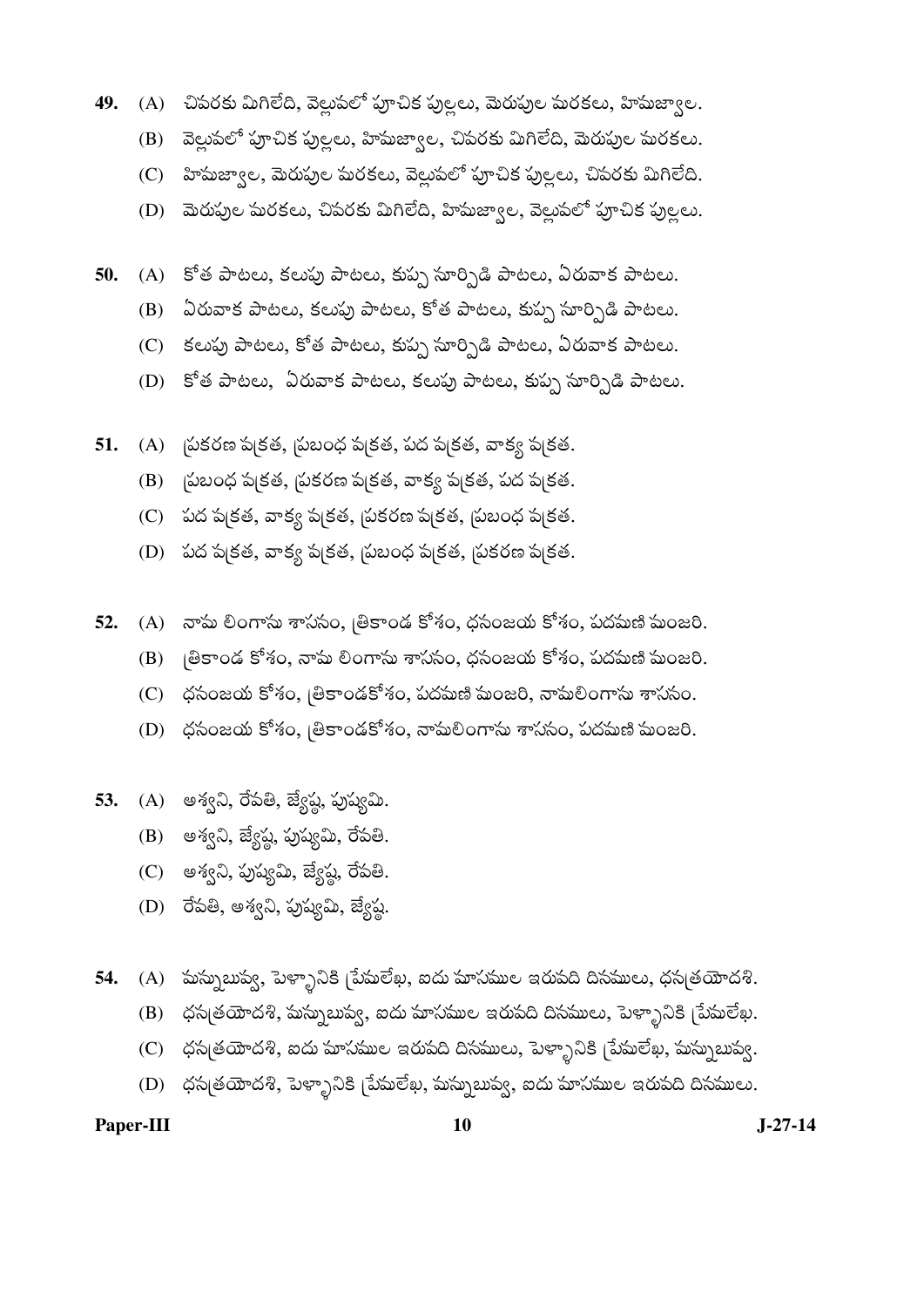49. (A) చివరకు మిగిలేది, వెల్లువలో పూచిక పుల్లలు, మెరుపుల మరకలు, హిమజ్వాల.
    (B) వెల్లువలో పూచిక పుల్లలు, హిమజ్వాల, చివరకు మిగిలేది, మెరుపుల మరకలు.
    (C) హిమజ్వాల, మెరుపుల మరకలు, వెల్లువలో పూచిక పుల్లలు, చివరకు మిగిలేది.
    (D) మెరుపుల మరకలు, చివరకు మిగిలేది, హిమజ్వాల, వెల్లువలో పూచిక పుల్లలు.

50. (A) కోత పాటలు, కలుపు పాటలు, కుప్ప నూర్పిడి పాటలు, ఏరువాక పాటలు.
    (B) ఏరువాక పాటలు, కలుపు పాటలు, కోత పాటలు, కుప్ప నూర్పిడి పాటలు.
    (C) కలుపు పాటలు, కోత పాటలు, కుప్ప నూర్పిడి పాటలు, ఏరువాక పాటలు.
    (D) కోత పాటలు, ఏరువాక పాటలు, కలుపు పాటలు, కుప్ప నూర్పిడి పాటలు.

51. (A) ప్రకరణ వక్రత, ప్రబంధ వక్రత, పద వక్రత, వాక్య వక్రత.
    (B) ప్రబంధ వక్రత, ప్రకరణ వక్రత, వాక్య వక్రత, పద వక్రత.
    (C) పద వక్రత, వాక్య వక్రత, ప్రకరణ వక్రత, ప్రబంధ వక్రత.
    (D) పద వక్రత, వాక్య వక్రత, ప్రబంధ వక్రత, ప్రకరణ వక్రత.

52. (A) నామ లింగాను శాసనం, త్రికాండ కోశం, ధనంజయ కోశం, పదమణి మంజరి.
    (B) త్రికాండ కోశం, నామ లింగాను శాసనం, ధనంజయ కోశం, పదమణి మంజరి.
    (C) ధనంజయ కోశం, త్రికాండకోశం, పదమణి మంజరి, నామలింగాను శాసనం.
    (D) ధనంజయ కోశం, త్రికాండకోశం, నామలింగాను శాసనం, పదమణి మంజరి.

53. (A) అశ్విని, రేవతి, జ్యేష్ఠ, పుష్యమి.
    (B) అశ్విని, జ్యేష్ఠ, పుష్యమి, రేవతి.
    (C) అశ్విని, పుష్యమి, జ్యేష్ఠ, రేవతి.
    (D) రేవతి, అశ్విని, పుష్యమి, జ్యేష్ఠ.

54. (A) మన్నుబువ్వ, పెళ్ళానికి ప్రేమలేఖ, ఐదు మాసముల ఇరువది దినములు, ధనత్రయోదశి.
    (B) ధనత్రయోదశి, మన్నుబువ్వ, ఐదు మాసముల ఇరువది దినములు, పెళ్ళానికి ప్రేమలేఖ.
    (C) ధనత్రయోదశి, ఐదు మాసముల ఇరువది దినములు, పెళ్ళానికి ప్రేమలేఖ, మన్నుబువ్వ.
    (D) ధనత్రయోదశి, పెళ్ళానికి ప్రేమలేఖ, మన్నుబువ్వ, ఐదు మాసముల ఇరువది దినములు.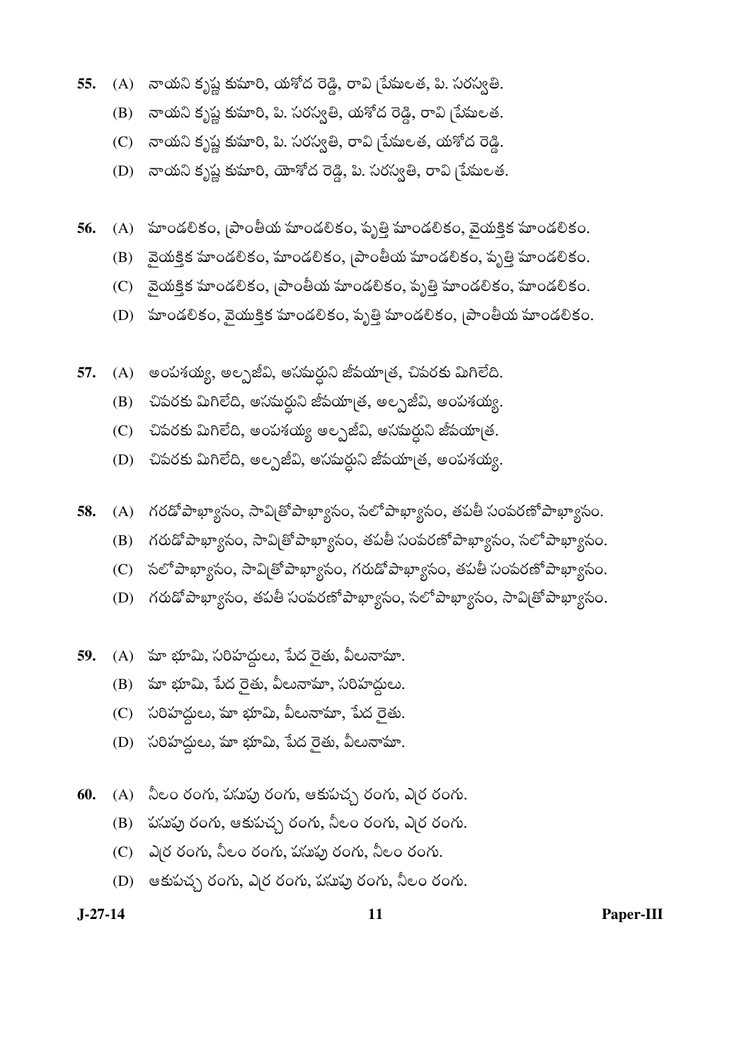55. (A) నాయని కృష్ణ కుమారి, యశోద రెడ్డి, రావి ప్రేమలత, పి. సరస్వతి.
    (B) నాయని కృష్ణ కుమారి, పి. సరస్వతి, యశోద రెడ్డి, రావి ప్రేమలత.
    (C) నాయని కృష్ణ కుమారి, పి. సరస్వతి, రావి ప్రేమలత, యశోద రెడ్డి.
    (D) నాయని కృష్ణ కుమారి, యోశోద రెడ్డి, పి. సరస్వతి, రావి ప్రేమలత.

56. (A) మాండలికం, ప్రాంతీయ మాండలికం, వృత్తి మాండలికం, వైయక్తిక మాండలికం.
    (B) వైయక్తిక మాండలికం, మాండలికం, ప్రాంతీయ మాండలికం, వృత్తి మాండలికం.
    (C) వైయక్తిక మాండలికం, ప్రాంతీయ మాండలికం, వృత్తి మాండలికం, మాండలికం.
    (D) మాండలికం, వైయుక్తిక మాండలికం, వృత్తి మాండలికం, ప్రాంతీయ మాండలికం.

57. (A) అంపశయ్య, అల్పజీవి, అసమర్థుని జీవయాత్ర, చివరకు మిగిలేది.
    (B) చివరకు మిగిలేది, అసమర్థుని జీవయాత్ర, అల్పజీవి, అంపశయ్య.
    (C) చివరకు మిగిలేది, అంపశయ్య అల్పజీవి, అసమర్థుని జీవయాత్ర.
    (D) చివరకు మిగిలేది, అల్పజీవి, అసమర్థుని జీవయాత్ర, అంపశయ్య.

58. (A) గరడోపాఖ్యానం, సావిత్రోపాఖ్యానం, నలోపాఖ్యానం, తపతీ సంవరణోపాఖ్యానం.
    (B) గరుడోపాఖ్యానం, సావిత్రోపాఖ్యానం, తపతీ సంవరణోపాఖ్యానం, నలోపాఖ్యానం.
    (C) నలోపాఖ్యానం, సావిత్రోపాఖ్యానం, గరుడోపాఖ్యానం, తపతీ సంవరణోపాఖ్యానం.
    (D) గరుడోపాఖ్యానం, తపతీ సంవరణోపాఖ్యానం, నలోపాఖ్యానం, సావిత్రోపాఖ్యానం.

59. (A) మా భూమి, సరిహద్దులు, పేద రైతు, వీలునామా.
    (B) మా భూమి, పేద రైతు, వీలునామా, సరిహద్దులు.
    (C) సరిహద్దులు, మా భూమి, వీలునామా, పేద రైతు.
    (D) సరిహద్దులు, మా భూమి, పేద రైతు, వీలునామా.

60. (A) నీలం రంగు, పసుపు రంగు, ఆకుపచ్చ రంగు, ఎర్ర రంగు.
    (B) పసుపు రంగు, ఆకుపచ్చ రంగు, నీలం రంగు, ఎర్ర రంగు.
    (C) ఎర్ర రంగు, నీలం రంగు, పసుపు రంగు, నీలం రంగు.
    (D) ఆకుపచ్చ రంగు, ఎర్ర రంగు, పసుపు రంగు, నీలం రంగు.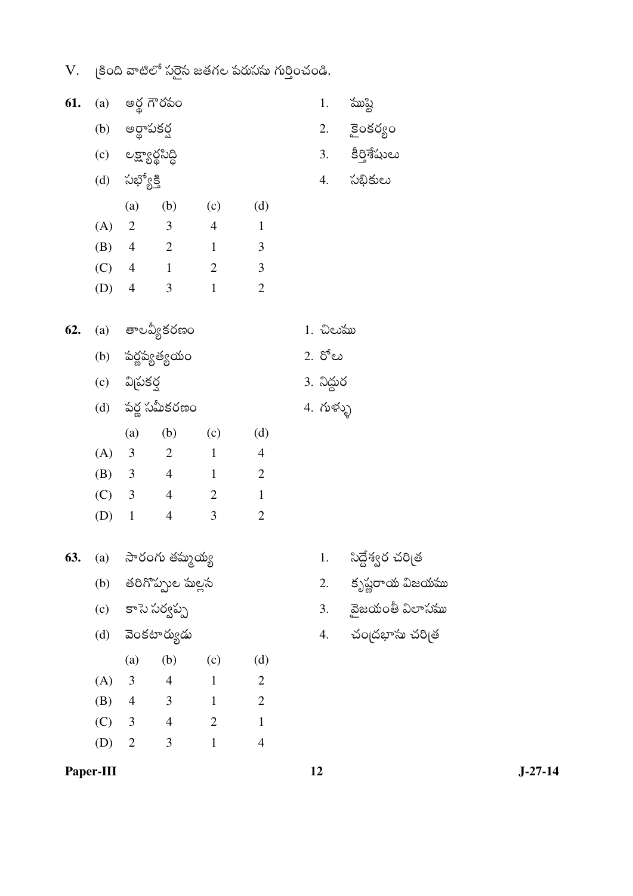V. క్రింది వాటిలో సరైన జతగల వరుసను గుర్తించండి.

**61.** (a) అర్థ గౌరవం — 1. ముష్టి

(b) అర్థాపకర్ష — 2. కైంకర్యం

(c) లక్ష్యార్థసిద్ధి — 3. కీర్తిశేషులు

(d) సభ్యోక్తి — 4. సభికులు

| | (a) | (b) | (c) | (d) |
|---|---|---|---|---|
| (A) | 2 | 3 | 4 | 1 |
| (B) | 4 | 2 | 1 | 3 |
| (C) | 4 | 1 | 2 | 3 |
| (D) | 4 | 3 | 1 | 2 |

**62.** (a) తాలవ్యీకరణం — 1. చిలుము

(b) వర్ణవ్యత్యయం — 2. రోలు

(c) విప్రకర్ష — 3. నిద్దుర

(d) వర్ణ సమీకరణం — 4. గుళ్ళు

| | (a) | (b) | (c) | (d) |
|---|---|---|---|---|
| (A) | 3 | 2 | 1 | 4 |
| (B) | 3 | 4 | 1 | 2 |
| (C) | 3 | 4 | 2 | 1 |
| (D) | 1 | 4 | 3 | 2 |

**63.** (a) సారంగు తమ్మయ్య — 1. సిద్దేశ్వర చరిత్ర

(b) తరిగొప్పుల మల్లన — 2. కృష్ణరాయ విజయము

(c) కాసె సర్వప్ప — 3. వైజయంతీ విలాసము

(d) వెంకటార్యుడు — 4. చంద్రభాను చరిత్ర

| | (a) | (b) | (c) | (d) |
|---|---|---|---|---|
| (A) | 3 | 4 | 1 | 2 |
| (B) | 4 | 3 | 1 | 2 |
| (C) | 3 | 4 | 2 | 1 |
| (D) | 2 | 3 | 1 | 4 |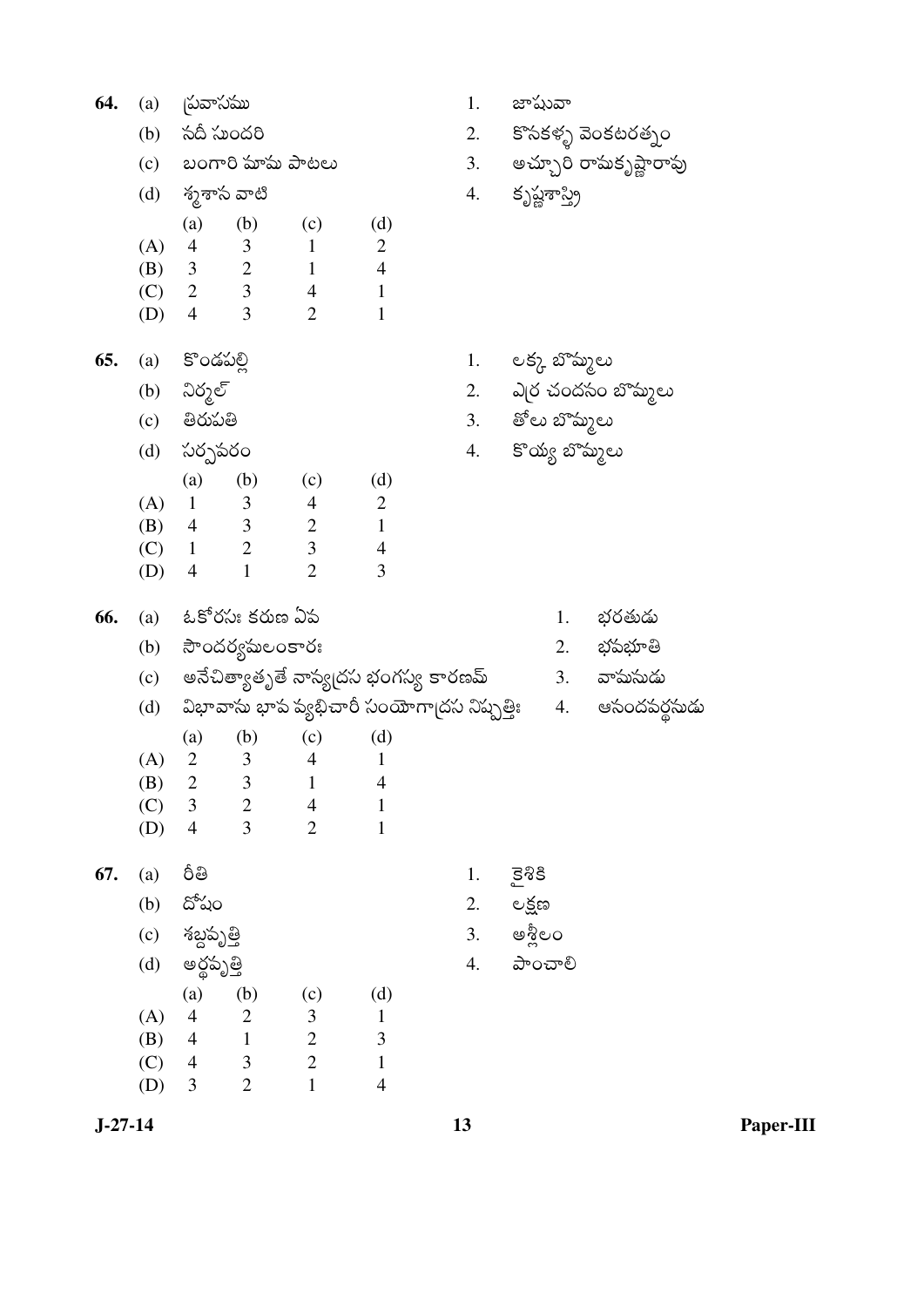**64.** (a) ప్రవాసము — 1. జాషువా

(b) నదీ సుందరి — 2. కొనకళ్ళ వెంకటరత్నం

(c) బంగారి మామ పాటలు — 3. అచ్చూరి రామకృష్ణారావు

(d) శ్మశాన వాటి — 4. కృష్ణశాస్త్రి

| | (a) | (b) | (c) | (d) |
|---|---|---|---|---|
| (A) | 4 | 3 | 1 | 2 |
| (B) | 3 | 2 | 1 | 4 |
| (C) | 2 | 3 | 4 | 1 |
| (D) | 4 | 3 | 2 | 1 |

**65.** (a) కొండపల్లి — 1. లక్క బొమ్మలు

(b) నిర్మల్ — 2. ఎర్ర చందనం బొమ్మలు

(c) తిరుపతి — 3. తోలు బొమ్మలు

(d) సర్పవరం — 4. కొయ్య బొమ్మలు

| | (a) | (b) | (c) | (d) |
|---|---|---|---|---|
| (A) | 1 | 3 | 4 | 2 |
| (B) | 4 | 3 | 2 | 1 |
| (C) | 1 | 2 | 3 | 4 |
| (D) | 4 | 1 | 2 | 3 |

**66.** (a) ఓకోరసః కరుణ ఏవ — 1. భరతుడు

(b) సౌందర్యమలంకారః — 2. భవభూతి

(c) అనేచిత్యాతృతే నాన్యద్రస భంగస్య కారణమ్ — 3. వామనుడు

(d) విభావాను భావ వ్యభిచారీ సంయోగాద్రస నిష్పత్తిః — 4. ఆనందవర్ధనుడు

| | (a) | (b) | (c) | (d) |
|---|---|---|---|---|
| (A) | 2 | 3 | 4 | 1 |
| (B) | 2 | 3 | 1 | 4 |
| (C) | 3 | 2 | 4 | 1 |
| (D) | 4 | 3 | 2 | 1 |

**67.** (a) రీతి — 1. కైశికి

(b) దోషం — 2. లక్షణ

(c) శబ్దవృత్తి — 3. అశ్లీలం

(d) అర్థవృత్తి — 4. పాంచాలి

| | (a) | (b) | (c) | (d) |
|---|---|---|---|---|
| (A) | 4 | 2 | 3 | 1 |
| (B) | 4 | 1 | 2 | 3 |
| (C) | 4 | 3 | 2 | 1 |
| (D) | 3 | 2 | 1 | 4 |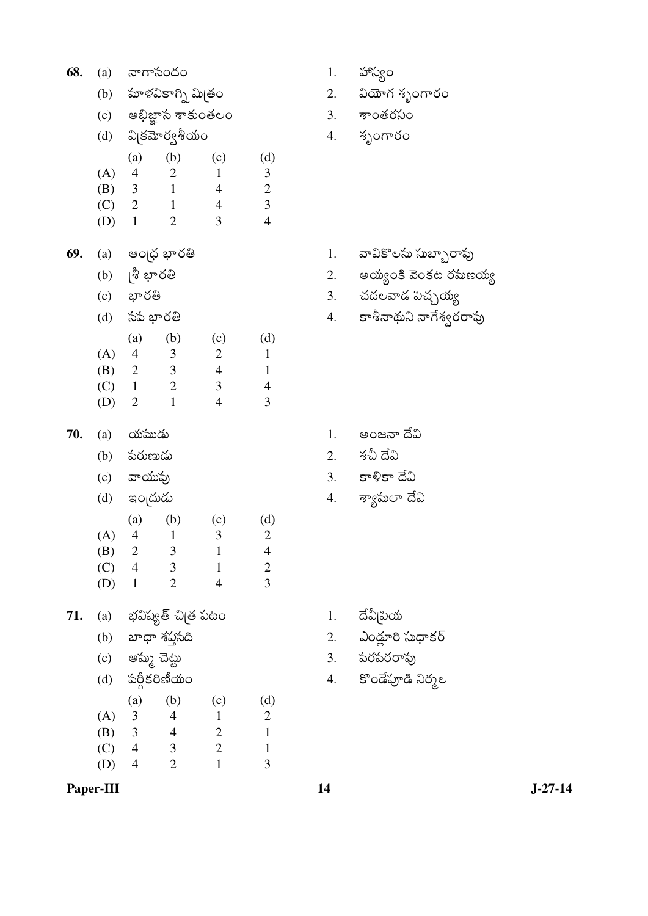**68.** (a) నాగానందం — 1. హాస్యం

(b) మాళవికాగ్ని మిత్రం — 2. వియోగ శృంగారం

(c) అభిజ్ఞాన శాకుంతలం — 3. శాంతరసం

(d) విక్రమోర్వశీయం — 4. శృంగారం

| | (a) | (b) | (c) | (d) |
|---|---|---|---|---|
| (A) | 4 | 2 | 1 | 3 |
| (B) | 3 | 1 | 4 | 2 |
| (C) | 2 | 1 | 4 | 3 |
| (D) | 1 | 2 | 3 | 4 |

**69.** (a) ఆంధ్ర భారతి — 1. వావికొలను సుబ్బారావు

(b) శ్రీ భారతి — 2. అయ్యంకి వెంకట రమణయ్య

(c) భారతి — 3. చదలవాడ పిచ్చయ్య

(d) నవ భారతి — 4. కాశీనాథుని నాగేశ్వరరావు

| | (a) | (b) | (c) | (d) |
|---|---|---|---|---|
| (A) | 4 | 3 | 2 | 1 |
| (B) | 2 | 3 | 4 | 1 |
| (C) | 1 | 2 | 3 | 4 |
| (D) | 2 | 1 | 4 | 3 |

**70.** (a) యముడు — 1. అంజనా దేవి

(b) వరుణుడు — 2. శచీ దేవి

(c) వాయువు — 3. కాళికా దేవి

(d) ఇంద్రుడు — 4. శ్యామలా దేవి

| | (a) | (b) | (c) | (d) |
|---|---|---|---|---|
| (A) | 4 | 1 | 3 | 2 |
| (B) | 2 | 3 | 1 | 4 |
| (C) | 4 | 3 | 1 | 2 |
| (D) | 1 | 2 | 4 | 3 |

**71.** (a) భవిష్యత్ చిత్ర పటం — 1. దేవీప్రియ

(b) బాధా శప్తనది — 2. ఎండ్లూరి సుధాకర్

(c) అమ్మ చెట్టు — 3. వరవరరావు

(d) వర్గీకరిణీయం — 4. కొండేపూడి నిర్మల

| | (a) | (b) | (c) | (d) |
|---|---|---|---|---|
| (A) | 3 | 4 | 1 | 2 |
| (B) | 3 | 4 | 2 | 1 |
| (C) | 4 | 3 | 2 | 1 |
| (D) | 4 | 2 | 1 | 3 |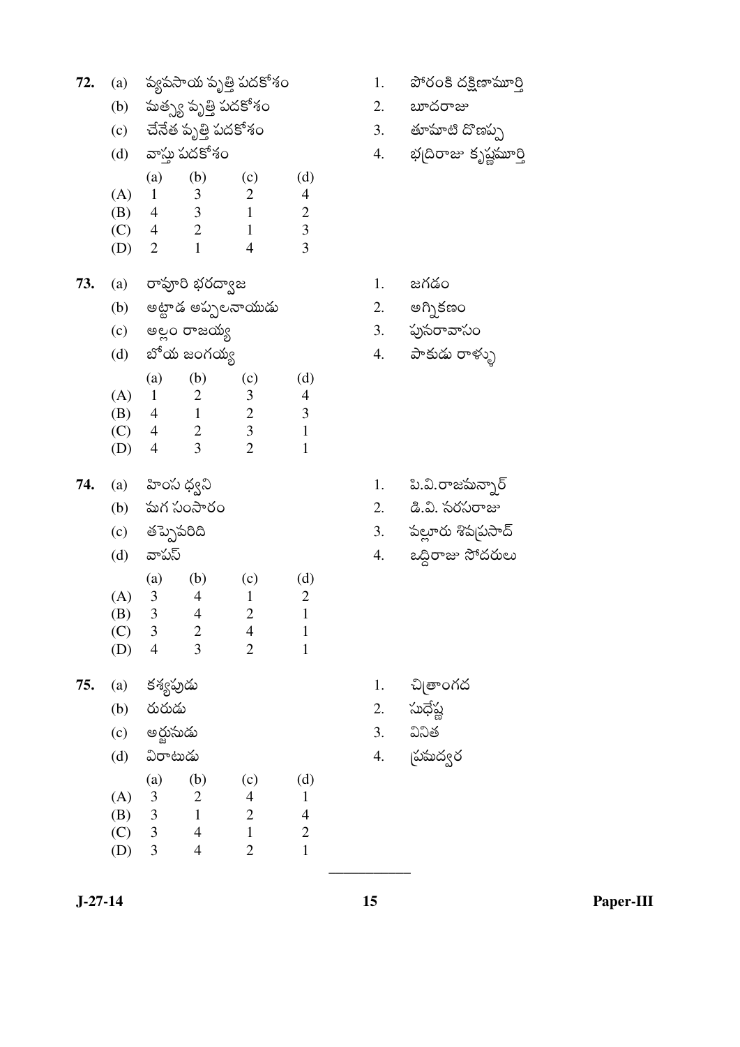**72.** (a) వ్యవసాయ వృత్తి పదకోశం — 1. పోరంకి దక్షిణామూర్తి

(b) మత్స్య వృత్తి పదకోశం — 2. బూదరాజు

(c) చేనేత వృత్తి పదకోశం — 3. తూమాటి దొణప్ప

(d) వాస్తు పదకోశం — 4. భద్రిరాజు కృష్ణమూర్తి

|  | (a) | (b) | (c) | (d) |
|---|---|---|---|---|
| (A) | 1 | 3 | 2 | 4 |
| (B) | 4 | 3 | 1 | 2 |
| (C) | 4 | 2 | 1 | 3 |
| (D) | 2 | 1 | 4 | 3 |

**73.** (a) రావూరి భరద్వాజ — 1. జగడం

(b) అట్టాడ అప్పలనాయుడు — 2. అగ్నికణం

(c) అల్లం రాజయ్య — 3. పునరావాసం

(d) బోయ జంగయ్య — 4. పాకుడు రాళ్ళు

|  | (a) | (b) | (c) | (d) |
|---|---|---|---|---|
| (A) | 1 | 2 | 3 | 4 |
| (B) | 4 | 1 | 2 | 3 |
| (C) | 4 | 2 | 3 | 1 |
| (D) | 4 | 3 | 2 | 1 |

**74.** (a) హింస ధ్వని — 1. పి.వి.రాజమన్నార్

(b) మగ సంసారం — 2. డి.వి. నరసరాజు

(c) తప్పెవరిది — 3. పల్లూరు శివప్రసాద్

(d) వాపస్ — 4. ఒద్దిరాజు సోదరులు

|  | (a) | (b) | (c) | (d) |
|---|---|---|---|---|
| (A) | 3 | 4 | 1 | 2 |
| (B) | 3 | 4 | 2 | 1 |
| (C) | 3 | 2 | 4 | 1 |
| (D) | 4 | 3 | 2 | 1 |

**75.** (a) కశ్యపుడు — 1. చిత్రాంగద

(b) రురుడు — 2. సుధేష్ణ

(c) అర్జునుడు — 3. వినిత

(d) విరాటుడు — 4. ప్రమద్వర

|  | (a) | (b) | (c) | (d) |
|---|---|---|---|---|
| (A) | 3 | 2 | 4 | 1 |
| (B) | 3 | 1 | 2 | 4 |
| (C) | 3 | 4 | 1 | 2 |
| (D) | 3 | 4 | 2 | 1 |

---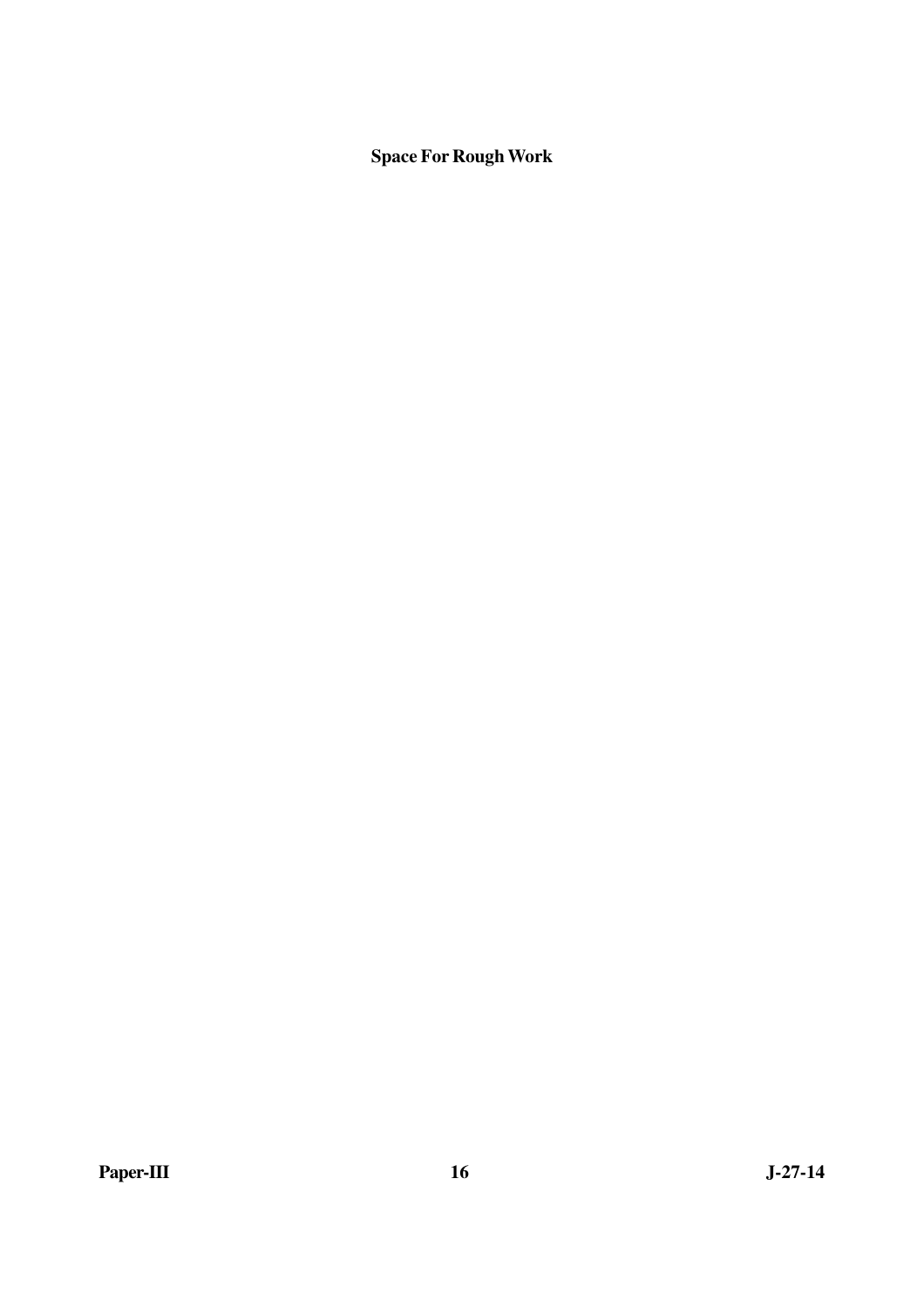**Space For Rough Work**